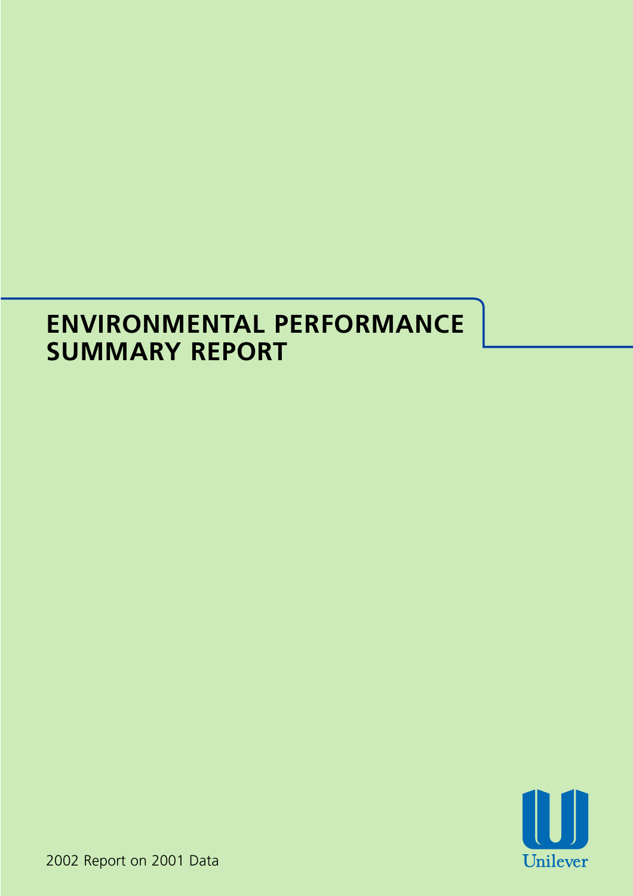# ENVIRONMENTAL PERFORMANCE SUMMARY REPORT

2002 Report on 2001 Data

Unilever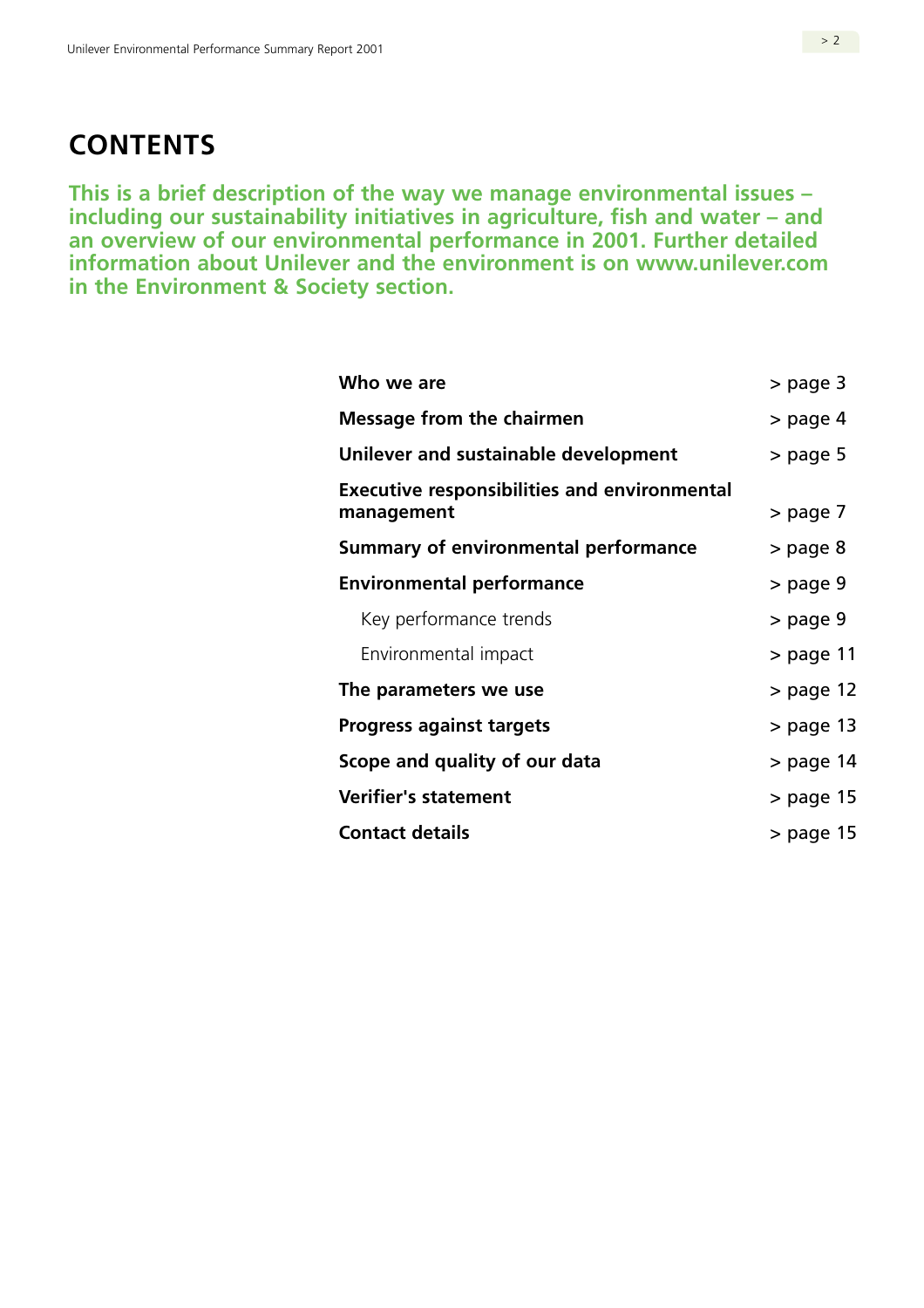# CONTENTS

**This is a brief description of the way we manage environmental issues – including our sustainability initiatives in agriculture, fish and water – and an overview of our environmental performance in 2001. Further detailed information about Unilever and the environment is on www.unilever.com in the Environment & Society section.**

| | |
|---|---|
| **Who we are** | > page 3 |
| **Message from the chairmen** | > page 4 |
| **Unilever and sustainable development** | > page 5 |
| **Executive responsibilities and environmental management** | > page 7 |
| **Summary of environmental performance** | > page 8 |
| **Environmental performance** | > page 9 |
| Key performance trends | > page 9 |
| Environmental impact | > page 11 |
| **The parameters we use** | > page 12 |
| **Progress against targets** | > page 13 |
| **Scope and quality of our data** | > page 14 |
| **Verifier's statement** | > page 15 |
| **Contact details** | > page 15 |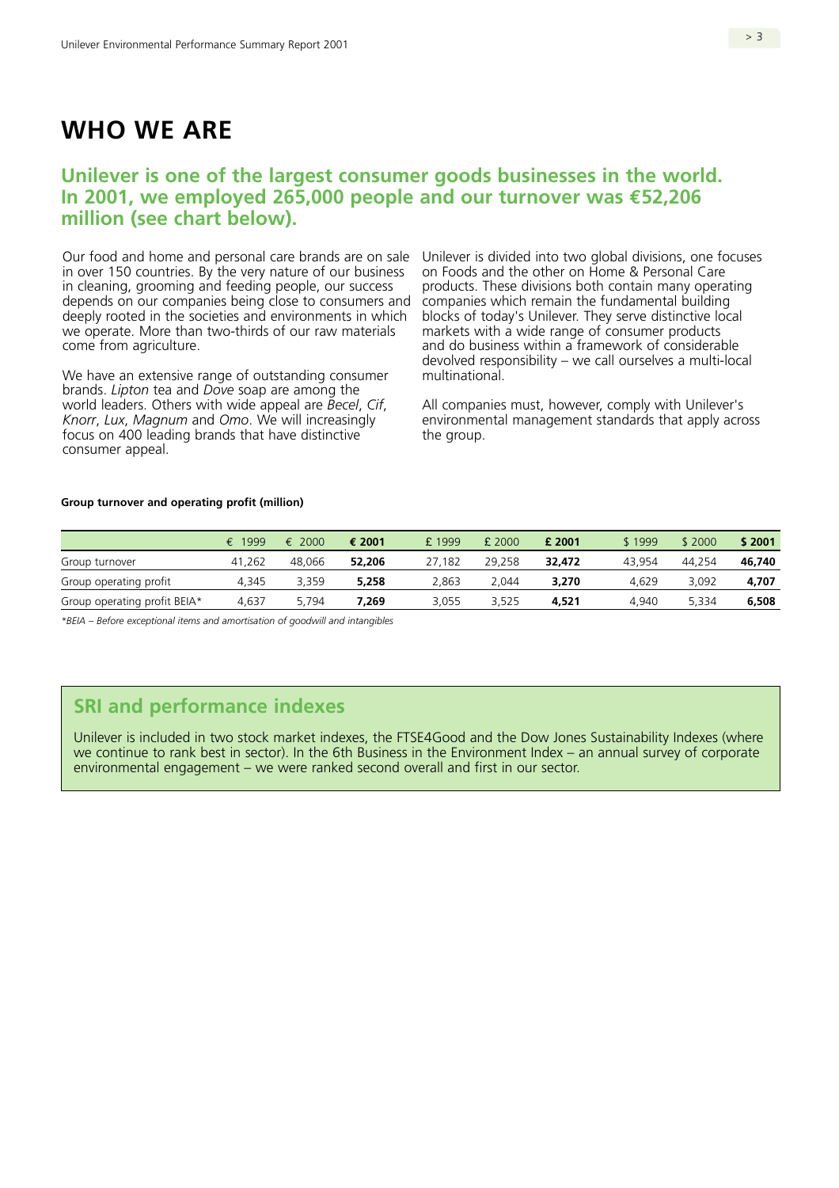# WHO WE ARE

## Unilever is one of the largest consumer goods businesses in the world. In 2001, we employed 265,000 people and our turnover was €52,206 million (see chart below).

Our food and home and personal care brands are on sale in over 150 countries. By the very nature of our business in cleaning, grooming and feeding people, our success depends on our companies being close to consumers and deeply rooted in the societies and environments in which we operate. More than two-thirds of our raw materials come from agriculture.

We have an extensive range of outstanding consumer brands. *Lipton* tea and *Dove* soap are among the world leaders. Others with wide appeal are *Becel*, *Cif*, *Knorr*, *Lux*, *Magnum* and *Omo*. We will increasingly focus on 400 leading brands that have distinctive consumer appeal.

Unilever is divided into two global divisions, one focuses on Foods and the other on Home & Personal Care products. These divisions both contain many operating companies which remain the fundamental building blocks of today's Unilever. They serve distinctive local markets with a wide range of consumer products and do business within a framework of considerable devolved responsibility – we call ourselves a multi-local multinational.

All companies must, however, comply with Unilever's environmental management standards that apply across the group.

**Group turnover and operating profit (million)**

| | € 1999 | € 2000 | **€ 2001** | £ 1999 | £ 2000 | **£ 2001** | $ 1999 | $ 2000 | **$ 2001** |
|---|---|---|---|---|---|---|---|---|---|
| Group turnover | 41,262 | 48,066 | **52,206** | 27,182 | 29,258 | **32,472** | 43,954 | 44,254 | **46,740** |
| Group operating profit | 4,345 | 3,359 | **5,258** | 2,863 | 2,044 | **3,270** | 4,629 | 3,092 | **4,707** |
| Group operating profit BEIA* | 4,637 | 5,794 | **7,269** | 3,055 | 3,525 | **4,521** | 4,940 | 5,334 | **6,508** |

*\*BEIA – Before exceptional items and amortisation of goodwill and intangibles*

## SRI and performance indexes

Unilever is included in two stock market indexes, the FTSE4Good and the Dow Jones Sustainability Indexes (where we continue to rank best in sector). In the 6th Business in the Environment Index – an annual survey of corporate environmental engagement – we were ranked second overall and first in our sector.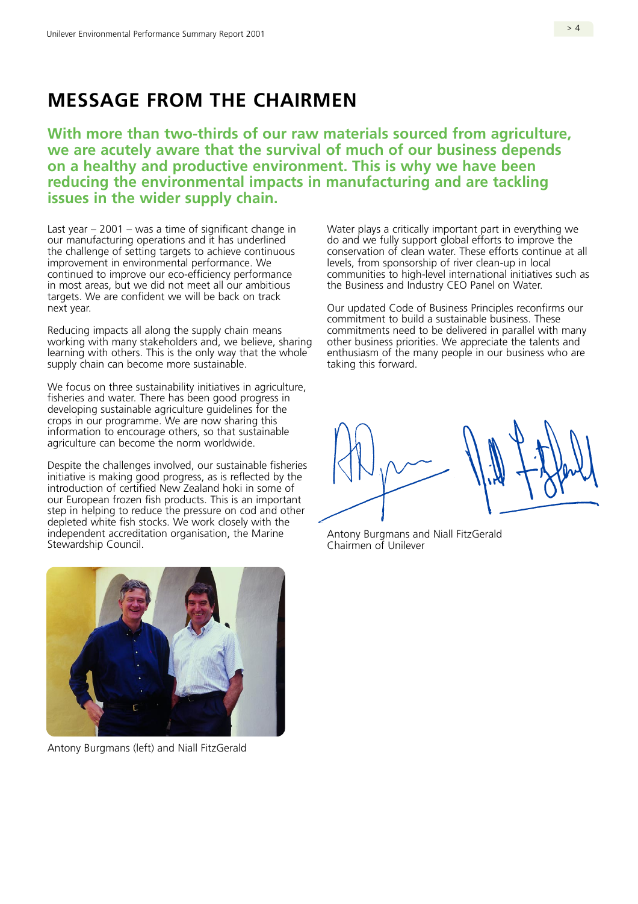# MESSAGE FROM THE CHAIRMEN

**With more than two-thirds of our raw materials sourced from agriculture, we are acutely aware that the survival of much of our business depends on a healthy and productive environment. This is why we have been reducing the environmental impacts in manufacturing and are tackling issues in the wider supply chain.**

Last year – 2001 – was a time of significant change in our manufacturing operations and it has underlined the challenge of setting targets to achieve continuous improvement in environmental performance. We continued to improve our eco-efficiency performance in most areas, but we did not meet all our ambitious targets. We are confident we will be back on track next year.

Reducing impacts all along the supply chain means working with many stakeholders and, we believe, sharing learning with others. This is the only way that the whole supply chain can become more sustainable.

We focus on three sustainability initiatives in agriculture, fisheries and water. There has been good progress in developing sustainable agriculture guidelines for the crops in our programme. We are now sharing this information to encourage others, so that sustainable agriculture can become the norm worldwide.

Despite the challenges involved, our sustainable fisheries initiative is making good progress, as is reflected by the introduction of certified New Zealand hoki in some of our European frozen fish products. This is an important step in helping to reduce the pressure on cod and other depleted white fish stocks. We work closely with the independent accreditation organisation, the Marine Stewardship Council.

Antony Burgmans (left) and Niall FitzGerald

Water plays a critically important part in everything we do and we fully support global efforts to improve the conservation of clean water. These efforts continue at all levels, from sponsorship of river clean-up in local communities to high-level international initiatives such as the Business and Industry CEO Panel on Water.

Our updated Code of Business Principles reconfirms our commitment to build a sustainable business. These commitments need to be delivered in parallel with many other business priorities. We appreciate the talents and enthusiasm of the many people in our business who are taking this forward.

Antony Burgmans and Niall FitzGerald
Chairmen of Unilever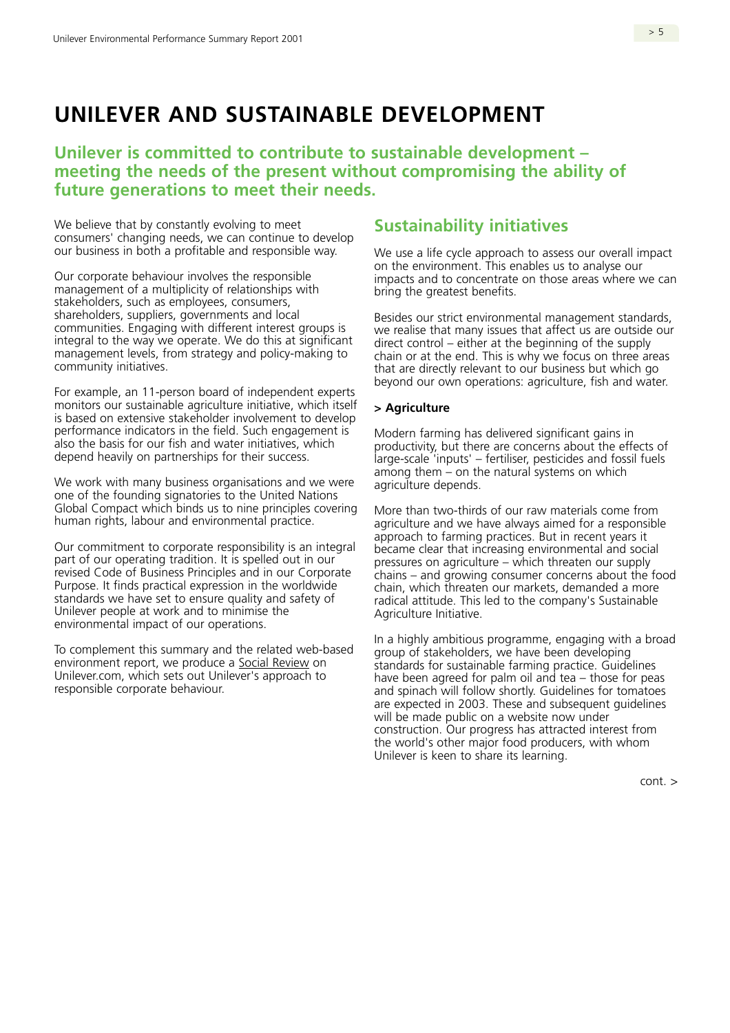# UNILEVER AND SUSTAINABLE DEVELOPMENT

## Unilever is committed to contribute to sustainable development – meeting the needs of the present without compromising the ability of future generations to meet their needs.

We believe that by constantly evolving to meet consumers' changing needs, we can continue to develop our business in both a profitable and responsible way.

Our corporate behaviour involves the responsible management of a multiplicity of relationships with stakeholders, such as employees, consumers, shareholders, suppliers, governments and local communities. Engaging with different interest groups is integral to the way we operate. We do this at significant management levels, from strategy and policy-making to community initiatives.

For example, an 11-person board of independent experts monitors our sustainable agriculture initiative, which itself is based on extensive stakeholder involvement to develop performance indicators in the field. Such engagement is also the basis for our fish and water initiatives, which depend heavily on partnerships for their success.

We work with many business organisations and we were one of the founding signatories to the United Nations Global Compact which binds us to nine principles covering human rights, labour and environmental practice.

Our commitment to corporate responsibility is an integral part of our operating tradition. It is spelled out in our revised Code of Business Principles and in our Corporate Purpose. It finds practical expression in the worldwide standards we have set to ensure quality and safety of Unilever people at work and to minimise the environmental impact of our operations.

To complement this summary and the related web-based environment report, we produce a Social Review on Unilever.com, which sets out Unilever's approach to responsible corporate behaviour.

## Sustainability initiatives

We use a life cycle approach to assess our overall impact on the environment. This enables us to analyse our impacts and to concentrate on those areas where we can bring the greatest benefits.

Besides our strict environmental management standards, we realise that many issues that affect us are outside our direct control – either at the beginning of the supply chain or at the end. This is why we focus on three areas that are directly relevant to our business but which go beyond our own operations: agriculture, fish and water.

**> Agriculture**

Modern farming has delivered significant gains in productivity, but there are concerns about the effects of large-scale 'inputs' – fertiliser, pesticides and fossil fuels among them – on the natural systems on which agriculture depends.

More than two-thirds of our raw materials come from agriculture and we have always aimed for a responsible approach to farming practices. But in recent years it became clear that increasing environmental and social pressures on agriculture – which threaten our supply chains – and growing consumer concerns about the food chain, which threaten our markets, demanded a more radical attitude. This led to the company's Sustainable Agriculture Initiative.

In a highly ambitious programme, engaging with a broad group of stakeholders, we have been developing standards for sustainable farming practice. Guidelines have been agreed for palm oil and tea – those for peas and spinach will follow shortly. Guidelines for tomatoes are expected in 2003. These and subsequent guidelines will be made public on a website now under construction. Our progress has attracted interest from the world's other major food producers, with whom Unilever is keen to share its learning.

cont. >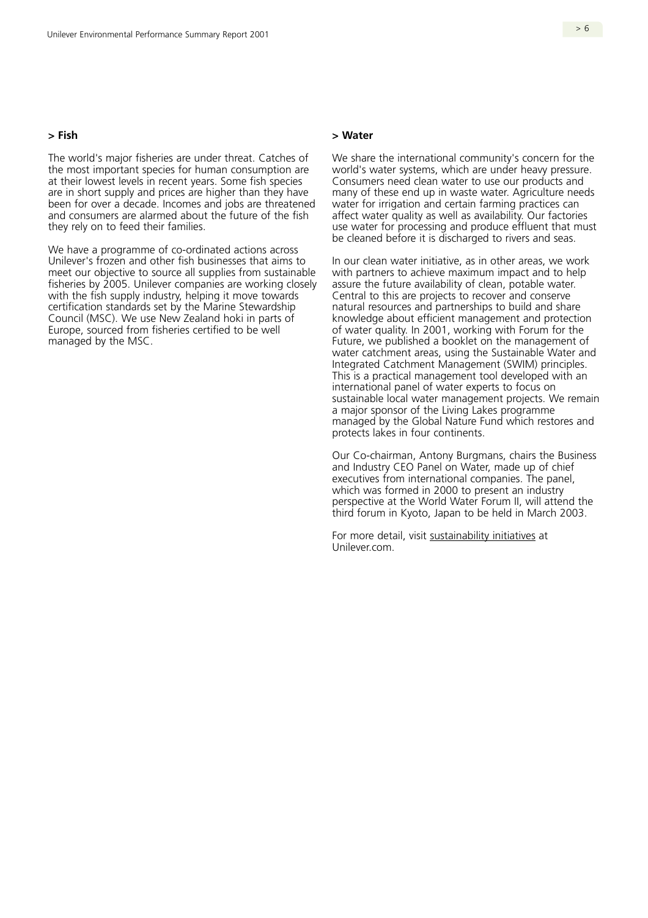## > Fish

The world's major fisheries are under threat. Catches of the most important species for human consumption are at their lowest levels in recent years. Some fish species are in short supply and prices are higher than they have been for over a decade. Incomes and jobs are threatened and consumers are alarmed about the future of the fish they rely on to feed their families.

We have a programme of co-ordinated actions across Unilever's frozen and other fish businesses that aims to meet our objective to source all supplies from sustainable fisheries by 2005. Unilever companies are working closely with the fish supply industry, helping it move towards certification standards set by the Marine Stewardship Council (MSC). We use New Zealand hoki in parts of Europe, sourced from fisheries certified to be well managed by the MSC.

## > Water

We share the international community's concern for the world's water systems, which are under heavy pressure. Consumers need clean water to use our products and many of these end up in waste water. Agriculture needs water for irrigation and certain farming practices can affect water quality as well as availability. Our factories use water for processing and produce effluent that must be cleaned before it is discharged to rivers and seas.

In our clean water initiative, as in other areas, we work with partners to achieve maximum impact and to help assure the future availability of clean, potable water. Central to this are projects to recover and conserve natural resources and partnerships to build and share knowledge about efficient management and protection of water quality. In 2001, working with Forum for the Future, we published a booklet on the management of water catchment areas, using the Sustainable Water and Integrated Catchment Management (SWIM) principles. This is a practical management tool developed with an international panel of water experts to focus on sustainable local water management projects. We remain a major sponsor of the Living Lakes programme managed by the Global Nature Fund which restores and protects lakes in four continents.

Our Co-chairman, Antony Burgmans, chairs the Business and Industry CEO Panel on Water, made up of chief executives from international companies. The panel, which was formed in 2000 to present an industry perspective at the World Water Forum II, will attend the third forum in Kyoto, Japan to be held in March 2003.

For more detail, visit sustainability initiatives at Unilever.com.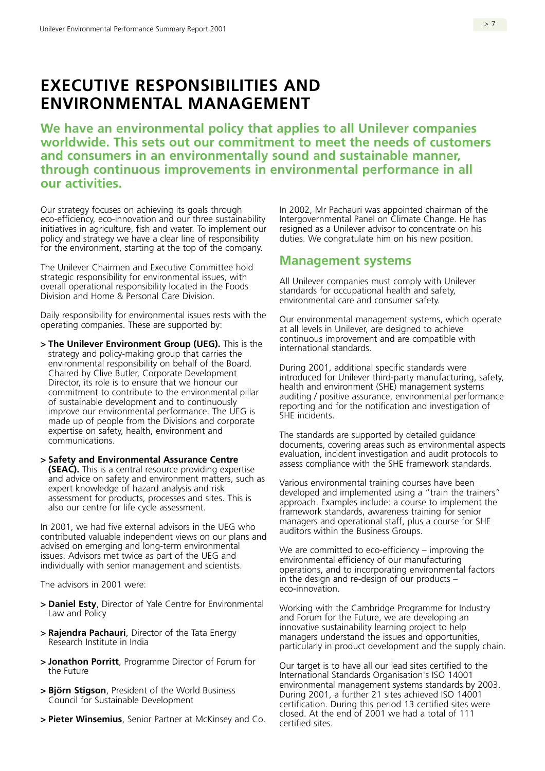# EXECUTIVE RESPONSIBILITIES AND ENVIRONMENTAL MANAGEMENT

**We have an environmental policy that applies to all Unilever companies worldwide. This sets out our commitment to meet the needs of customers and consumers in an environmentally sound and sustainable manner, through continuous improvements in environmental performance in all our activities.**

Our strategy focuses on achieving its goals through eco-efficiency, eco-innovation and our three sustainability initiatives in agriculture, fish and water. To implement our policy and strategy we have a clear line of responsibility for the environment, starting at the top of the company.

The Unilever Chairmen and Executive Committee hold strategic responsibility for environmental issues, with overall operational responsibility located in the Foods Division and Home & Personal Care Division.

Daily responsibility for environmental issues rests with the operating companies. These are supported by:

> **The Unilever Environment Group (UEG).** This is the strategy and policy-making group that carries the environmental responsibility on behalf of the Board. Chaired by Clive Butler, Corporate Development Director, its role is to ensure that we honour our commitment to contribute to the environmental pillar of sustainable development and to continuously improve our environmental performance. The UEG is made up of people from the Divisions and corporate expertise on safety, health, environment and communications.

> **Safety and Environmental Assurance Centre (SEAC).** This is a central resource providing expertise and advice on safety and environment matters, such as expert knowledge of hazard analysis and risk assessment for products, processes and sites. This is also our centre for life cycle assessment.

In 2001, we had five external advisors in the UEG who contributed valuable independent views on our plans and advised on emerging and long-term environmental issues. Advisors met twice as part of the UEG and individually with senior management and scientists.

The advisors in 2001 were:

> **Daniel Esty**, Director of Yale Centre for Environmental Law and Policy

> **Rajendra Pachauri**, Director of the Tata Energy Research Institute in India

> **Jonathon Porritt**, Programme Director of Forum for the Future

> **Björn Stigson**, President of the World Business Council for Sustainable Development

> **Pieter Winsemius**, Senior Partner at McKinsey and Co.

In 2002, Mr Pachauri was appointed chairman of the Intergovernmental Panel on Climate Change. He has resigned as a Unilever advisor to concentrate on his duties. We congratulate him on his new position.

## Management systems

All Unilever companies must comply with Unilever standards for occupational health and safety, environmental care and consumer safety.

Our environmental management systems, which operate at all levels in Unilever, are designed to achieve continuous improvement and are compatible with international standards.

During 2001, additional specific standards were introduced for Unilever third-party manufacturing, safety, health and environment (SHE) management systems auditing / positive assurance, environmental performance reporting and for the notification and investigation of SHE incidents.

The standards are supported by detailed guidance documents, covering areas such as environmental aspects evaluation, incident investigation and audit protocols to assess compliance with the SHE framework standards.

Various environmental training courses have been developed and implemented using a "train the trainers" approach. Examples include: a course to implement the framework standards, awareness training for senior managers and operational staff, plus a course for SHE auditors within the Business Groups.

We are committed to eco-efficiency – improving the environmental efficiency of our manufacturing operations, and to incorporating environmental factors in the design and re-design of our products – eco-innovation.

Working with the Cambridge Programme for Industry and Forum for the Future, we are developing an innovative sustainability learning project to help managers understand the issues and opportunities, particularly in product development and the supply chain.

Our target is to have all our lead sites certified to the International Standards Organisation's ISO 14001 environmental management systems standards by 2003. During 2001, a further 21 sites achieved ISO 14001 certification. During this period 13 certified sites were closed. At the end of 2001 we had a total of 111 certified sites.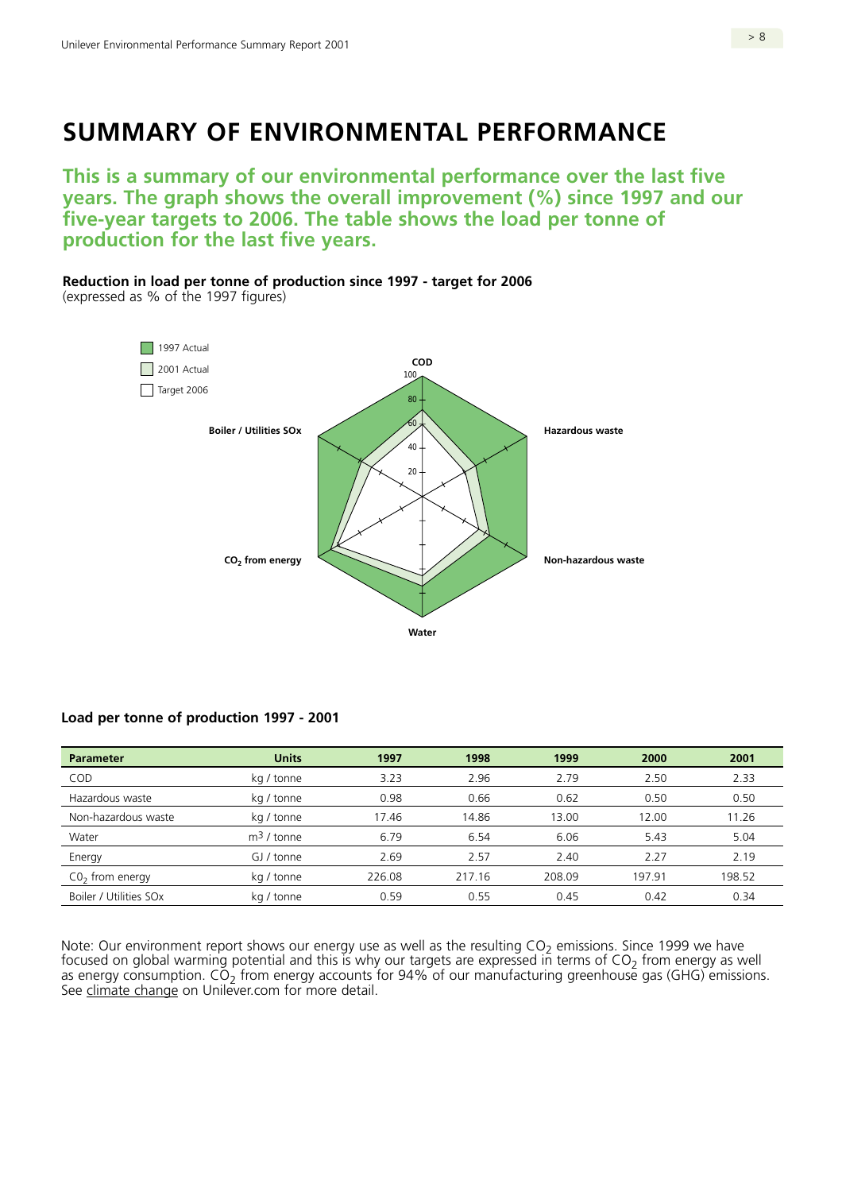# SUMMARY OF ENVIRONMENTAL PERFORMANCE

**This is a summary of our environmental performance over the last five years. The graph shows the overall improvement (%) since 1997 and our five-year targets to 2006. The table shows the load per tonne of production for the last five years.**

**Reduction in load per tonne of production since 1997 - target for 2006**
(expressed as % of the 1997 figures)

1997 Actual
2001 Actual
Target 2006

COD
Hazardous waste
Non-hazardous waste
Water
$CO_2$ from energy
Boiler / Utilities SOx

**Load per tonne of production 1997 - 2001**

| Parameter | Units | 1997 | 1998 | 1999 | 2000 | 2001 |
|---|---|---|---|---|---|---|
| COD | kg / tonne | 3.23 | 2.96 | 2.79 | 2.50 | 2.33 |
| Hazardous waste | kg / tonne | 0.98 | 0.66 | 0.62 | 0.50 | 0.50 |
| Non-hazardous waste | kg / tonne | 17.46 | 14.86 | 13.00 | 12.00 | 11.26 |
| Water | $m^3$ / tonne | 6.79 | 6.54 | 6.06 | 5.43 | 5.04 |
| Energy | GJ / tonne | 2.69 | 2.57 | 2.40 | 2.27 | 2.19 |
| $CO_2$ from energy | kg / tonne | 226.08 | 217.16 | 208.09 | 197.91 | 198.52 |
| Boiler / Utilities SOx | kg / tonne | 0.59 | 0.55 | 0.45 | 0.42 | 0.34 |

Note: Our environment report shows our energy use as well as the resulting $CO_2$ emissions. Since 1999 we have focused on global warming potential and this is why our targets are expressed in terms of $CO_2$ from energy as well as energy consumption. $CO_2$ from energy accounts for 94% of our manufacturing greenhouse gas (GHG) emissions. See climate change on Unilever.com for more detail.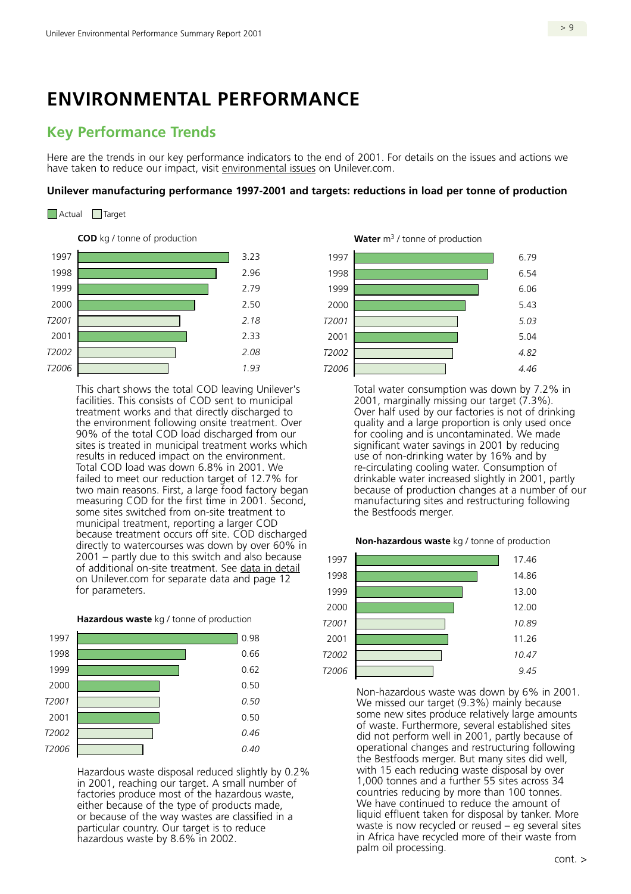# ENVIRONMENTAL PERFORMANCE

## Key Performance Trends

Here are the trends in our key performance indicators to the end of 2001. For details on the issues and actions we have taken to reduce our impact, visit environmental issues on Unilever.com.

**Unilever manufacturing performance 1997-2001 and targets: reductions in load per tonne of production**

Actual / Target

**COD** kg / tonne of production

| Year | Value |
|---|---|
| 1997 | 3.23 |
| 1998 | 2.96 |
| 1999 | 2.79 |
| 2000 | 2.50 |
| *T2001* | *2.18* |
| 2001 | 2.33 |
| *T2002* | *2.08* |
| *T2006* | *1.93* |

This chart shows the total COD leaving Unilever's facilities. This consists of COD sent to municipal treatment works and that directly discharged to the environment following onsite treatment. Over 90% of the total COD load discharged from our sites is treated in municipal treatment works which results in reduced impact on the environment. Total COD load was down 6.8% in 2001. We failed to meet our reduction target of 12.7% for two main reasons. First, a large food factory began measuring COD for the first time in 2001. Second, some sites switched from on-site treatment to municipal treatment, reporting a larger COD because treatment occurs off site. COD discharged directly to watercourses was down by over 60% in 2001 – partly due to this switch and also because of additional on-site treatment. See data in detail on Unilever.com for separate data and page 12 for parameters.

**Hazardous waste** kg / tonne of production

| Year | Value |
|---|---|
| 1997 | 0.98 |
| 1998 | 0.66 |
| 1999 | 0.62 |
| 2000 | 0.50 |
| *T2001* | *0.50* |
| 2001 | 0.50 |
| *T2002* | *0.46* |
| *T2006* | *0.40* |

Hazardous waste disposal reduced slightly by 0.2% in 2001, reaching our target. A small number of factories produce most of the hazardous waste, either because of the type of products made, or because of the way wastes are classified in a particular country. Our target is to reduce hazardous waste by 8.6% in 2002.

**Water** $m^3$ / tonne of production

| Year | Value |
|---|---|
| 1997 | 6.79 |
| 1998 | 6.54 |
| 1999 | 6.06 |
| 2000 | 5.43 |
| *T2001* | *5.03* |
| 2001 | 5.04 |
| *T2002* | *4.82* |
| *T2006* | *4.46* |

Total water consumption was down by 7.2% in 2001, marginally missing our target (7.3%). Over half used by our factories is not of drinking quality and a large proportion is only used once for cooling and is uncontaminated. We made significant water savings in 2001 by reducing use of non-drinking water by 16% and by re-circulating cooling water. Consumption of drinkable water increased slightly in 2001, partly because of production changes at a number of our manufacturing sites and restructuring following the Bestfoods merger.

**Non-hazardous waste** kg / tonne of production

| Year | Value |
|---|---|
| 1997 | 17.46 |
| 1998 | 14.86 |
| 1999 | 13.00 |
| 2000 | 12.00 |
| *T2001* | *10.89* |
| 2001 | 11.26 |
| *T2002* | *10.47* |
| *T2006* | *9.45* |

Non-hazardous waste was down by 6% in 2001. We missed our target (9.3%) mainly because some new sites produce relatively large amounts of waste. Furthermore, several established sites did not perform well in 2001, partly because of operational changes and restructuring following the Bestfoods merger. But many sites did well, with 15 each reducing waste disposal by over 1,000 tonnes and a further 55 sites across 34 countries reducing by more than 100 tonnes. We have continued to reduce the amount of liquid effluent taken for disposal by tanker. More waste is now recycled or reused – eg several sites in Africa have recycled more of their waste from palm oil processing.

cont. >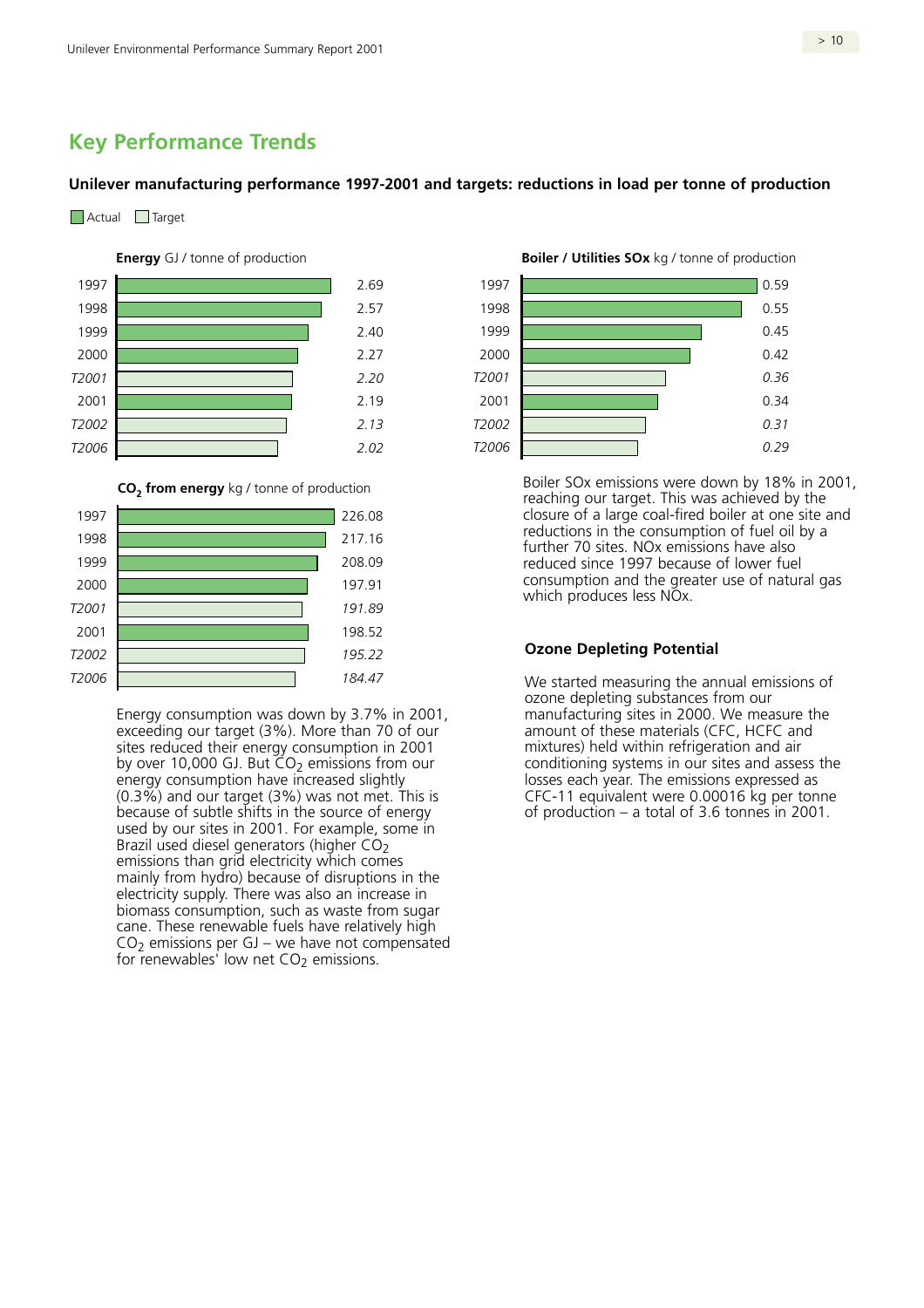# Key Performance Trends

**Unilever manufacturing performance 1997-2001 and targets: reductions in load per tonne of production**

Actual / Target

**Energy** GJ / tonne of production

| Year | Value |
|---|---|
| 1997 | 2.69 |
| 1998 | 2.57 |
| 1999 | 2.40 |
| 2000 | 2.27 |
| *T2001* | *2.20* |
| 2001 | 2.19 |
| *T2002* | *2.13* |
| *T2006* | *2.02* |

**$CO_2$ from energy** kg / tonne of production

| Year | Value |
|---|---|
| 1997 | 226.08 |
| 1998 | 217.16 |
| 1999 | 208.09 |
| 2000 | 197.91 |
| *T2001* | *191.89* |
| 2001 | 198.52 |
| *T2002* | *195.22* |
| *T2006* | *184.47* |

Energy consumption was down by 3.7% in 2001, exceeding our target (3%). More than 70 of our sites reduced their energy consumption in 2001 by over 10,000 GJ. But $CO_2$ emissions from our energy consumption have increased slightly (0.3%) and our target (3%) was not met. This is because of subtle shifts in the source of energy used by our sites in 2001. For example, some in Brazil used diesel generators (higher $CO_2$ emissions than grid electricity which comes mainly from hydro) because of disruptions in the electricity supply. There was also an increase in biomass consumption, such as waste from sugar cane. These renewable fuels have relatively high $CO_2$ emissions per GJ – we have not compensated for renewables' low net $CO_2$ emissions.

**Boiler / Utilities SOx** kg / tonne of production

| Year | Value |
|---|---|
| 1997 | 0.59 |
| 1998 | 0.55 |
| 1999 | 0.45 |
| 2000 | 0.42 |
| *T2001* | *0.36* |
| 2001 | 0.34 |
| *T2002* | *0.31* |
| *T2006* | *0.29* |

Boiler SOx emissions were down by 18% in 2001, reaching our target. This was achieved by the closure of a large coal-fired boiler at one site and reductions in the consumption of fuel oil by a further 70 sites. NOx emissions have also reduced since 1997 because of lower fuel consumption and the greater use of natural gas which produces less NOx.

### Ozone Depleting Potential

We started measuring the annual emissions of ozone depleting substances from our manufacturing sites in 2000. We measure the amount of these materials (CFC, HCFC and mixtures) held within refrigeration and air conditioning systems in our sites and assess the losses each year. The emissions expressed as CFC-11 equivalent were 0.00016 kg per tonne of production – a total of 3.6 tonnes in 2001.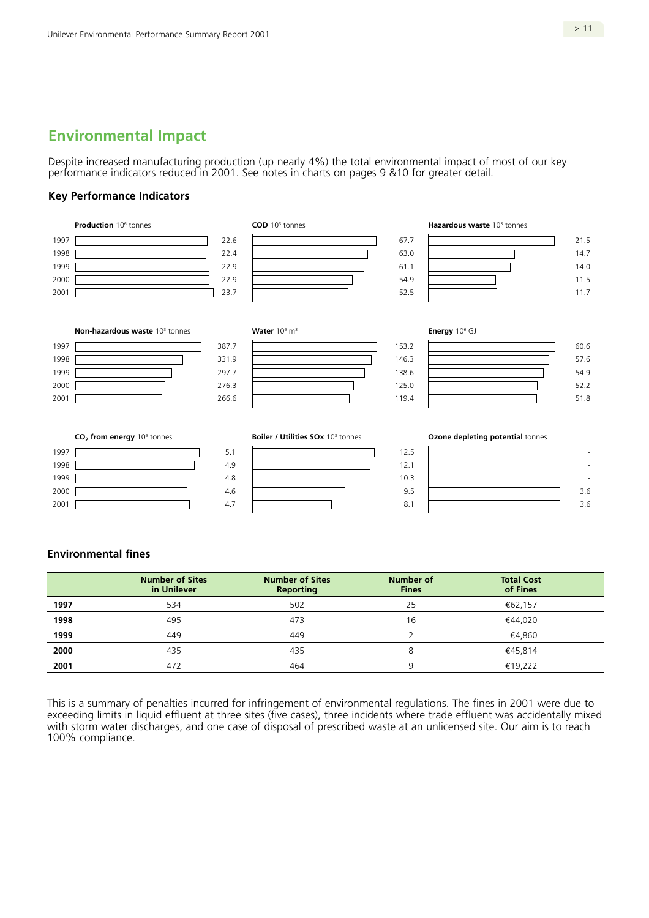## Environmental Impact

Despite increased manufacturing production (up nearly 4%) the total environmental impact of most of our key performance indicators reduced in 2001. See notes in charts on pages 9 &10 for greater detail.

### Key Performance Indicators

**Production** $10^6$ tonnes

| Year | Value |
|---|---|
| 1997 | 22.6 |
| 1998 | 22.4 |
| 1999 | 22.9 |
| 2000 | 22.9 |
| 2001 | 23.7 |

**COD** $10^3$ tonnes

| Year | Value |
|---|---|
| 1997 | 67.7 |
| 1998 | 63.0 |
| 1999 | 61.1 |
| 2000 | 54.9 |
| 2001 | 52.5 |

**Hazardous waste** $10^3$ tonnes

| Year | Value |
|---|---|
| 1997 | 21.5 |
| 1998 | 14.7 |
| 1999 | 14.0 |
| 2000 | 11.5 |
| 2001 | 11.7 |

**Non-hazardous waste** $10^3$ tonnes

| Year | Value |
|---|---|
| 1997 | 387.7 |
| 1998 | 331.9 |
| 1999 | 297.7 |
| 2000 | 276.3 |
| 2001 | 266.6 |

**Water** $10^6$ $m^3$

| Year | Value |
|---|---|
| 1997 | 153.2 |
| 1998 | 146.3 |
| 1999 | 138.6 |
| 2000 | 125.0 |
| 2001 | 119.4 |

**Energy** $10^6$ GJ

| Year | Value |
|---|---|
| 1997 | 60.6 |
| 1998 | 57.6 |
| 1999 | 54.9 |
| 2000 | 52.2 |
| 2001 | 51.8 |

**$CO_2$ from energy** $10^6$ tonnes

| Year | Value |
|---|---|
| 1997 | 5.1 |
| 1998 | 4.9 |
| 1999 | 4.8 |
| 2000 | 4.6 |
| 2001 | 4.7 |

**Boiler / Utilities SOx** $10^3$ tonnes

| Year | Value |
|---|---|
| 1997 | 12.5 |
| 1998 | 12.1 |
| 1999 | 10.3 |
| 2000 | 9.5 |
| 2001 | 8.1 |

**Ozone depleting potential** tonnes

| Year | Value |
|---|---|
| 1997 | - |
| 1998 | - |
| 1999 | - |
| 2000 | 3.6 |
| 2001 | 3.6 |

### Environmental fines

| | Number of Sites in Unilever | Number of Sites Reporting | Number of Fines | Total Cost of Fines |
|---|---|---|---|---|
| **1997** | 534 | 502 | 25 | €62,157 |
| **1998** | 495 | 473 | 16 | €44,020 |
| **1999** | 449 | 449 | 2 | €4,860 |
| **2000** | 435 | 435 | 8 | €45,814 |
| **2001** | 472 | 464 | 9 | €19,222 |

This is a summary of penalties incurred for infringement of environmental regulations. The fines in 2001 were due to exceeding limits in liquid effluent at three sites (five cases), three incidents where trade effluent was accidentally mixed with storm water discharges, and one case of disposal of prescribed waste at an unlicensed site. Our aim is to reach 100% compliance.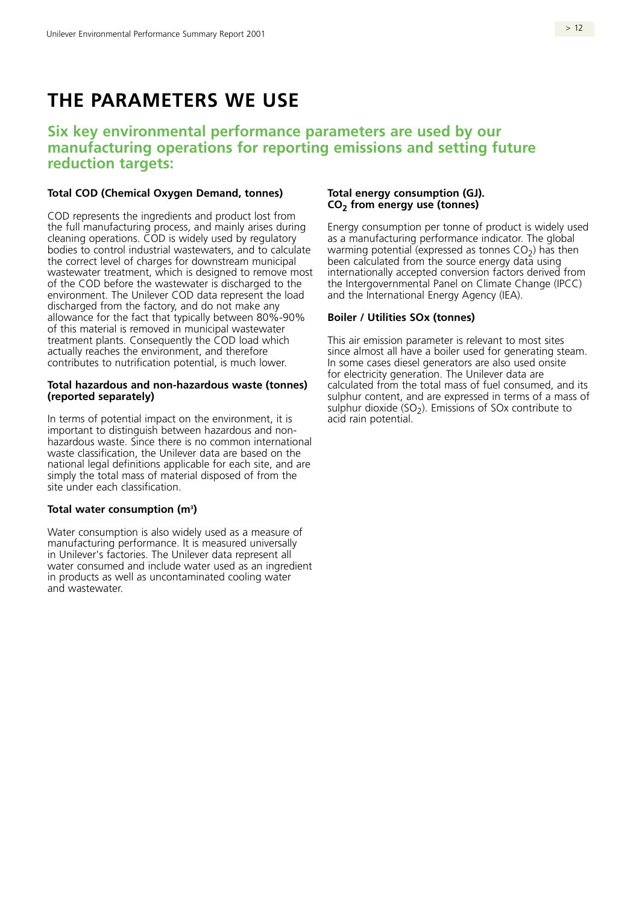# THE PARAMETERS WE USE

## Six key environmental performance parameters are used by our manufacturing operations for reporting emissions and setting future reduction targets:

### Total COD (Chemical Oxygen Demand, tonnes)

COD represents the ingredients and product lost from the full manufacturing process, and mainly arises during cleaning operations. COD is widely used by regulatory bodies to control industrial wastewaters, and to calculate the correct level of charges for downstream municipal wastewater treatment, which is designed to remove most of the COD before the wastewater is discharged to the environment. The Unilever COD data represent the load discharged from the factory, and do not make any allowance for the fact that typically between 80%-90% of this material is removed in municipal wastewater treatment plants. Consequently the COD load which actually reaches the environment, and therefore contributes to nutrification potential, is much lower.

### Total hazardous and non-hazardous waste (tonnes) (reported separately)

In terms of potential impact on the environment, it is important to distinguish between hazardous and non-hazardous waste. Since there is no common international waste classification, the Unilever data are based on the national legal definitions applicable for each site, and are simply the total mass of material disposed of from the site under each classification.

### Total water consumption ($m^3$)

Water consumption is also widely used as a measure of manufacturing performance. It is measured universally in Unilever's factories. The Unilever data represent all water consumed and include water used as an ingredient in products as well as uncontaminated cooling water and wastewater.

### Total energy consumption (GJ). $CO_2$ from energy use (tonnes)

Energy consumption per tonne of product is widely used as a manufacturing performance indicator. The global warming potential (expressed as tonnes $CO_2$) has then been calculated from the source energy data using internationally accepted conversion factors derived from the Intergovernmental Panel on Climate Change (IPCC) and the International Energy Agency (IEA).

### Boiler / Utilities SOx (tonnes)

This air emission parameter is relevant to most sites since almost all have a boiler used for generating steam. In some cases diesel generators are also used onsite for electricity generation. The Unilever data are calculated from the total mass of fuel consumed, and its sulphur content, and are expressed in terms of a mass of sulphur dioxide ($SO_2$). Emissions of SOx contribute to acid rain potential.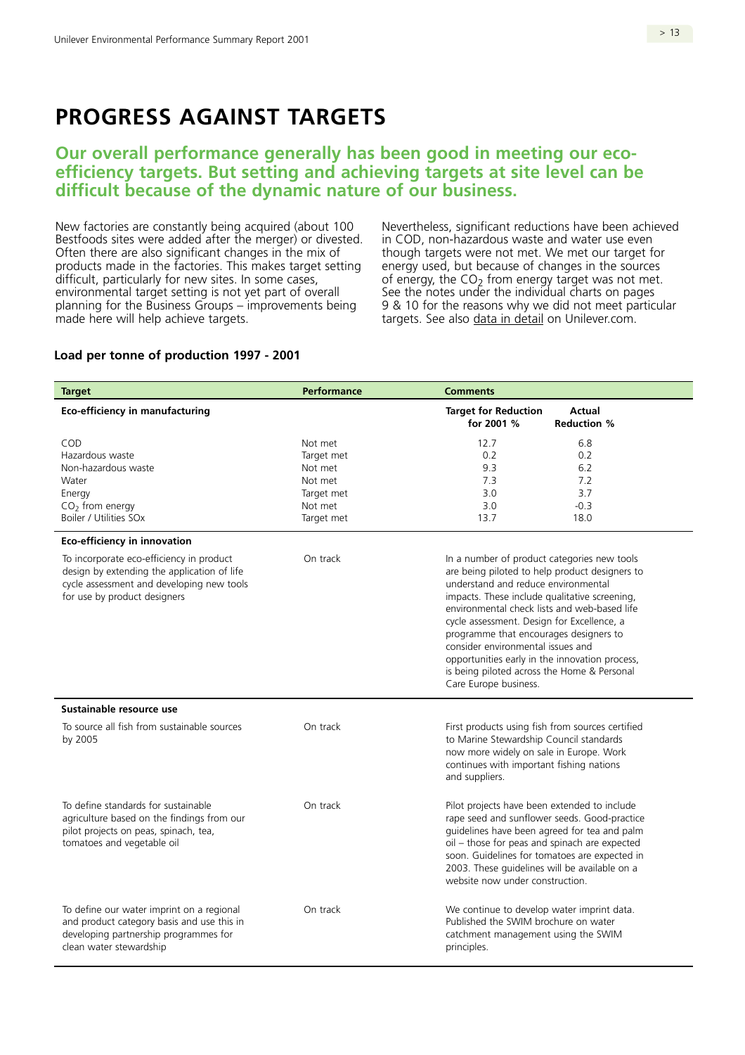# PROGRESS AGAINST TARGETS

## Our overall performance generally has been good in meeting our eco-efficiency targets. But setting and achieving targets at site level can be difficult because of the dynamic nature of our business.

New factories are constantly being acquired (about 100 Bestfoods sites were added after the merger) or divested. Often there are also significant changes in the mix of products made in the factories. This makes target setting difficult, particularly for new sites. In some cases, environmental target setting is not yet part of overall planning for the Business Groups – improvements being made here will help achieve targets.

Nevertheless, significant reductions have been achieved in COD, non-hazardous waste and water use even though targets were not met. We met our target for energy used, but because of changes in the sources of energy, the $CO_2$ from energy target was not met. See the notes under the individual charts on pages 9 & 10 for the reasons why we did not meet particular targets. See also data in detail on Unilever.com.

### Load per tonne of production 1997 - 2001

| Target | Performance | Comments | |
|---|---|---|---|
| **Eco-efficiency in manufacturing** | | **Target for Reduction for 2001 %** | **Actual Reduction %** |
| COD | Not met | 12.7 | 6.8 |
| Hazardous waste | Target met | 0.2 | 0.2 |
| Non-hazardous waste | Not met | 9.3 | 6.2 |
| Water | Not met | 7.3 | 7.2 |
| Energy | Target met | 3.0 | 3.7 |
| $CO_2$ from energy | Not met | 3.0 | -0.3 |
| Boiler / Utilities SOx | Target met | 13.7 | 18.0 |
| **Eco-efficiency in innovation** | | | |
| To incorporate eco-efficiency in product design by extending the application of life cycle assessment and developing new tools for use by product designers | On track | In a number of product categories new tools are being piloted to help product designers to understand and reduce environmental impacts. These include qualitative screening, environmental check lists and web-based life cycle assessment. Design for Excellence, a programme that encourages designers to consider environmental issues and opportunities early in the innovation process, is being piloted across the Home & Personal Care Europe business. | |
| **Sustainable resource use** | | | |
| To source all fish from sustainable sources by 2005 | On track | First products using fish from sources certified to Marine Stewardship Council standards now more widely on sale in Europe. Work continues with important fishing nations and suppliers. | |
| To define standards for sustainable agriculture based on the findings from our pilot projects on peas, spinach, tea, tomatoes and vegetable oil | On track | Pilot projects have been extended to include rape seed and sunflower seeds. Good-practice guidelines have been agreed for tea and palm oil – those for peas and spinach are expected soon. Guidelines for tomatoes are expected in 2003. These guidelines will be available on a website now under construction. | |
| To define our water imprint on a regional and product category basis and use this in developing partnership programmes for clean water stewardship | On track | We continue to develop water imprint data. Published the SWIM brochure on water catchment management using the SWIM principles. | |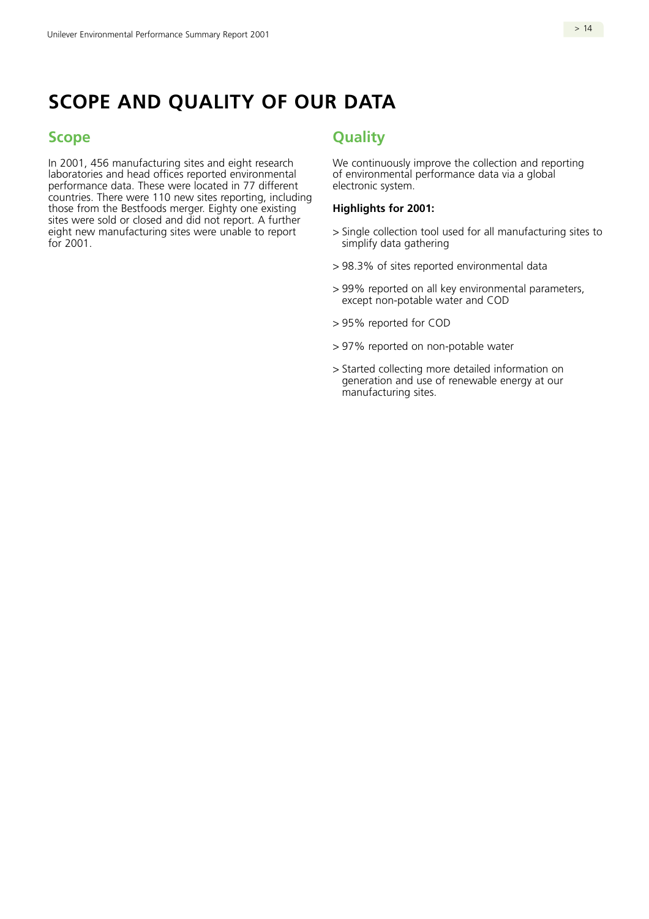# SCOPE AND QUALITY OF OUR DATA

## Scope

In 2001, 456 manufacturing sites and eight research laboratories and head offices reported environmental performance data. These were located in 77 different countries. There were 110 new sites reporting, including those from the Bestfoods merger. Eighty one existing sites were sold or closed and did not report. A further eight new manufacturing sites were unable to report for 2001.

## Quality

We continuously improve the collection and reporting of environmental performance data via a global electronic system.

**Highlights for 2001:**

- Single collection tool used for all manufacturing sites to simplify data gathering
- 98.3% of sites reported environmental data
- 99% reported on all key environmental parameters, except non-potable water and COD
- 95% reported for COD
- 97% reported on non-potable water
- Started collecting more detailed information on generation and use of renewable energy at our manufacturing sites.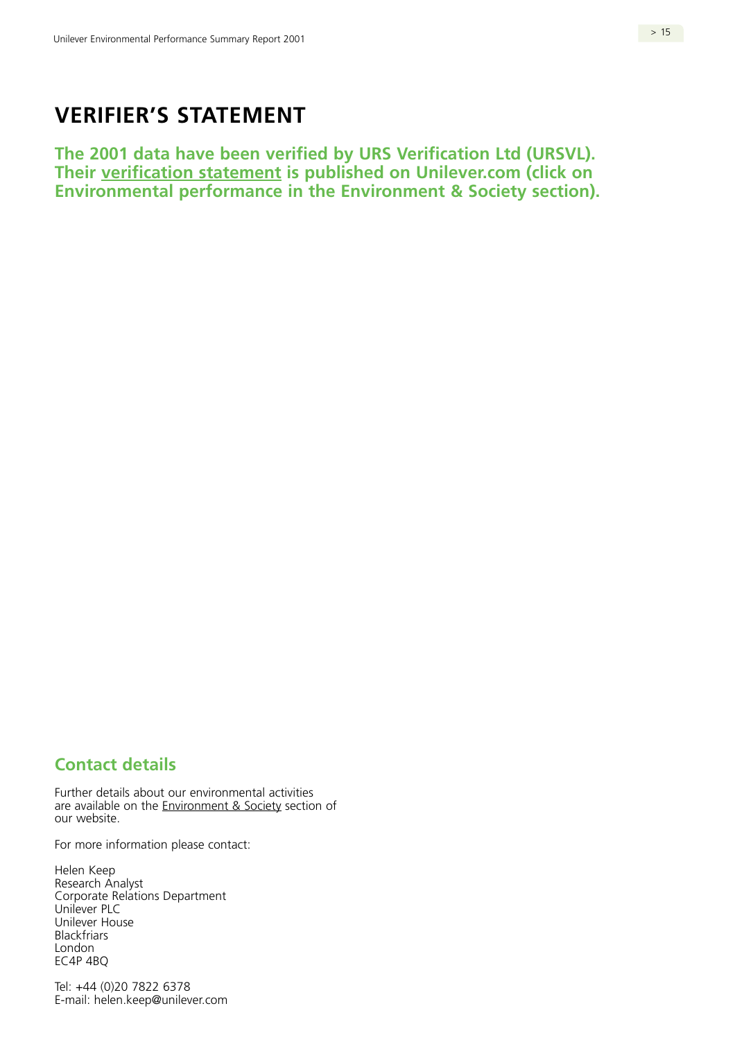# VERIFIER'S STATEMENT

**The 2001 data have been verified by URS Verification Ltd (URSVL). Their verification statement is published on Unilever.com (click on Environmental performance in the Environment & Society section).**

## Contact details

Further details about our environmental activities are available on the Environment & Society section of our website.

For more information please contact:

Helen Keep
Research Analyst
Corporate Relations Department
Unilever PLC
Unilever House
Blackfriars
London
EC4P 4BQ

Tel: +44 (0)20 7822 6378
E-mail: helen.keep@unilever.com